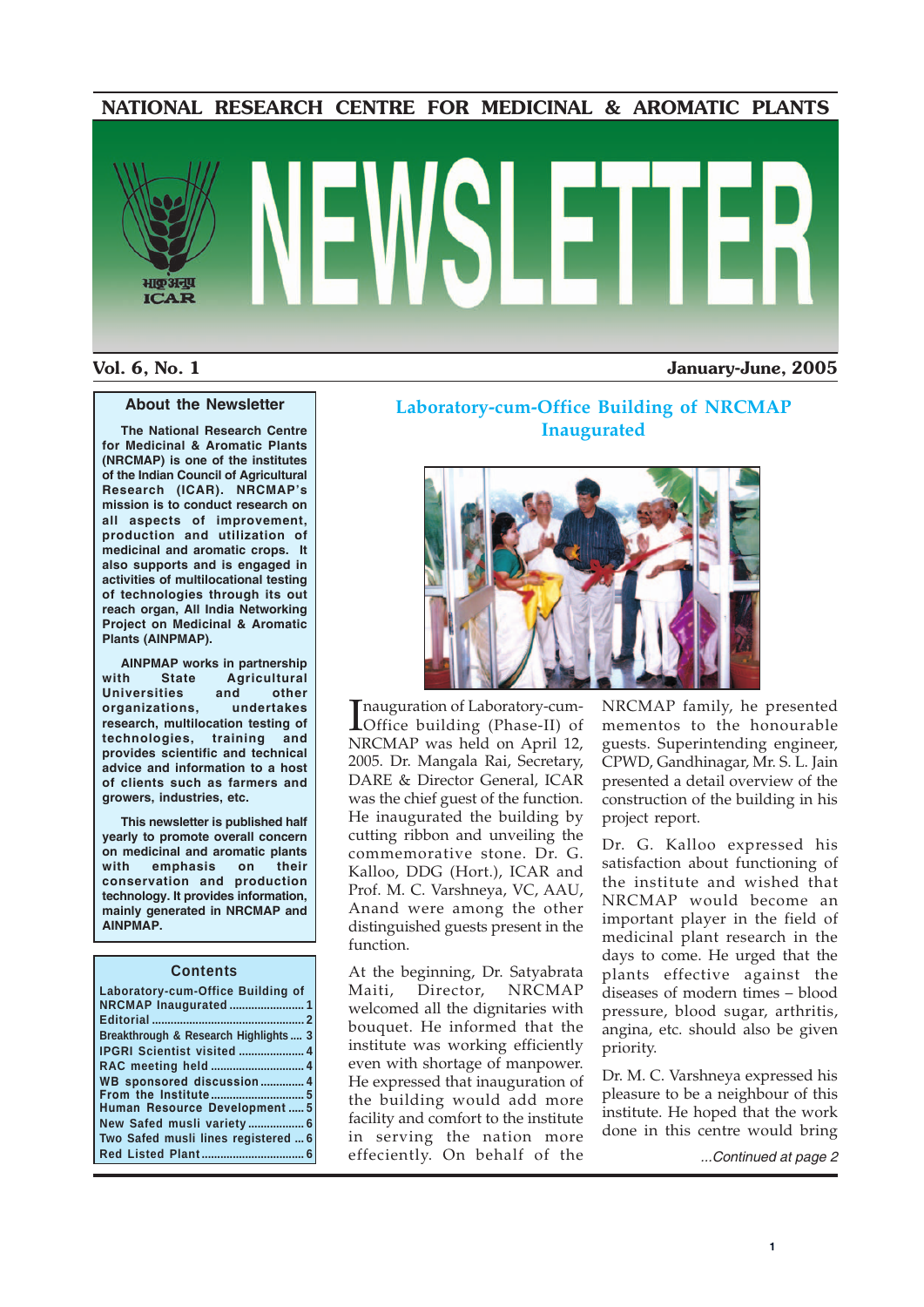# NATIONAL RESEARCH CENTRE FOR MEDICINAL & AROMATIC PLANTS

# NEWSLETTER

**Vol. 6, No. 1** **January-June, 2005**

## About the Newsletter

**The National Research Centre for Medicinal & Aromatic Plants (NRCMAP) is one of the institutes of the Indian Council of Agricultural Research (ICAR). NRCMAP's mission is to conduct research on all aspects of improvement, production and utilization of medicinal and aromatic crops. It also supports and is engaged in activities of multilocational testing of technologies through its out reach organ, All India Networking Project on Medicinal & Aromatic Plants (AINPMAP).**

**AINPMAP works in partnership with State Agricultural Universities and other organizations, undertakes research, multilocation testing of technologies, training and provides scientific and technical advice and information to a host of clients such as farmers and growers, industries, etc.**

**This newsletter is published half yearly to promote overall concern on medicinal and aromatic plants with emphasis on their conservation and production technology. It provides information, mainly generated in NRCMAP and AINPMAP.**

## Contents

- Laboratory-cum-Office Building of NRCMAP Inaugurated ........ 1
- Editorial ........ 2
- Breakthrough & Research Highlights ........ 3
- IPGRI Scientist visited ........ 4
- RAC meeting held ........ 4
- WB sponsored discussion ........ 4
- From the Institute ........ 5
- Human Resource Development ........ 5
- New Safed musli variety ........ 6
- Two Safed musli lines registered ........ 6
- Red Listed Plant ........ 6

## Laboratory-cum-Office Building of NRCMAP Inaugurated

Inauguration of Laboratory-cum-Office building (Phase-II) of NRCMAP was held on April 12, 2005. Dr. Mangala Rai, Secretary, DARE & Director General, ICAR was the chief guest of the function. He inaugurated the building by cutting ribbon and unveiling the commemorative stone. Dr. G. Kalloo, DDG (Hort.), ICAR and Prof. M. C. Varshneya, VC, AAU, Anand were among the other distinguished guests present in the function.

At the beginning, Dr. Satyabrata Maiti, Director, NRCMAP welcomed all the dignitaries with bouquet. He informed that the institute was working efficiently even with shortage of manpower. He expressed that inauguration of the building would add more facility and comfort to the institute in serving the nation more effeciently. On behalf of the NRCMAP family, he presented mementos to the honourable guests. Superintending engineer, CPWD, Gandhinagar, Mr. S. L. Jain presented a detail overview of the construction of the building in his project report.

Dr. G. Kalloo expressed his satisfaction about functioning of the institute and wished that NRCMAP would become an important player in the field of medicinal plant research in the days to come. He urged that the plants effective against the diseases of modern times – blood pressure, blood sugar, arthritis, angina, etc. should also be given priority.

Dr. M. C. Varshneya expressed his pleasure to be a neighbour of this institute. He hoped that the work done in this centre would bring

*...Continued at page 2*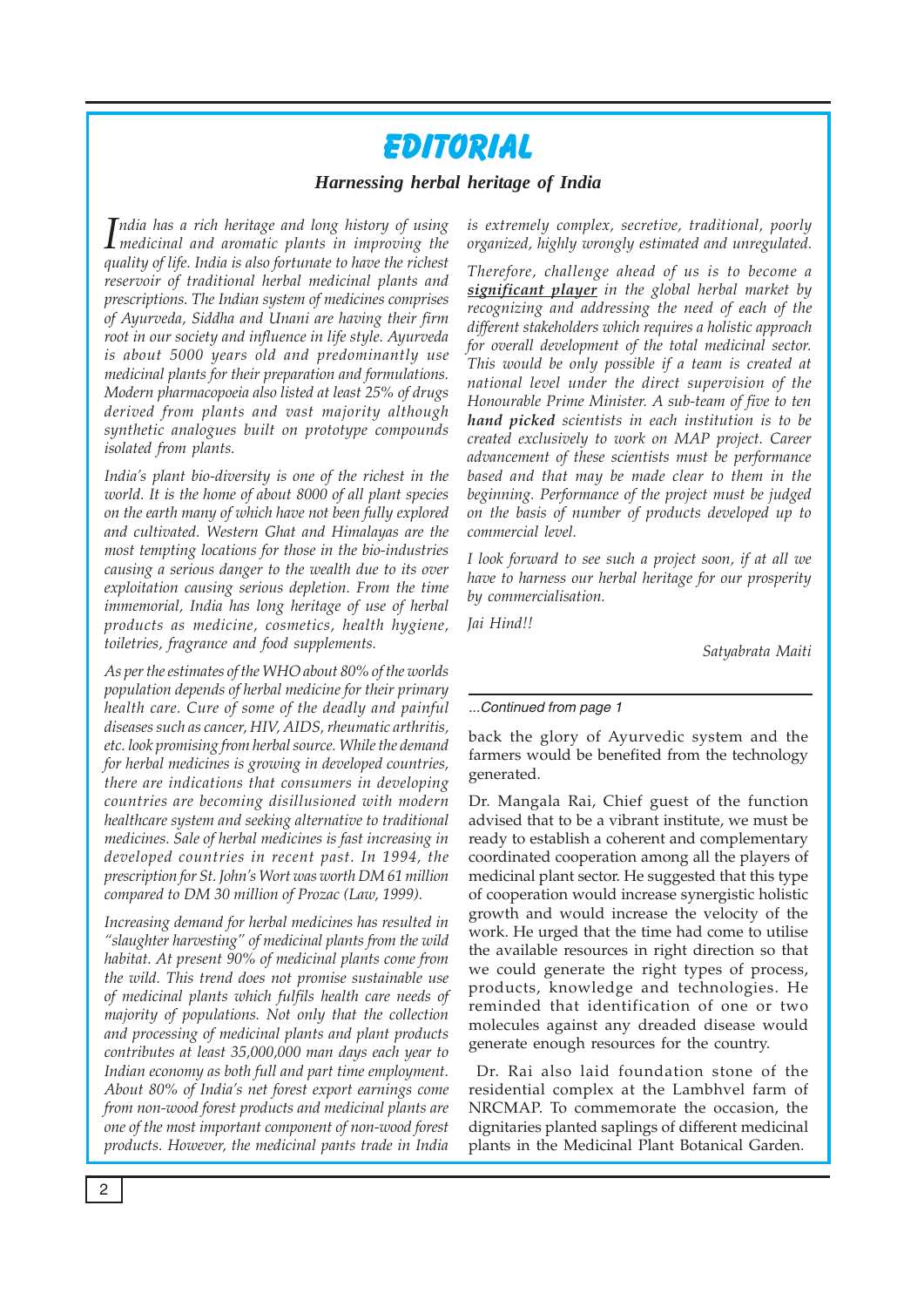# EDITORIAL

## *Harnessing herbal heritage of India*

*India has a rich heritage and long history of using medicinal and aromatic plants in improving the quality of life. India is also fortunate to have the richest reservoir of traditional herbal medicinal plants and prescriptions. The Indian system of medicines comprises of Ayurveda, Siddha and Unani are having their firm root in our society and influence in life style. Ayurveda is about 5000 years old and predominantly use medicinal plants for their preparation and formulations. Modern pharmacopoeia also listed at least 25% of drugs derived from plants and vast majority although synthetic analogues built on prototype compounds isolated from plants.*

*India's plant bio-diversity is one of the richest in the world. It is the home of about 8000 of all plant species on the earth many of which have not been fully explored and cultivated. Western Ghat and Himalayas are the most tempting locations for those in the bio-industries causing a serious danger to the wealth due to its over exploitation causing serious depletion. From the time immemorial, India has long heritage of use of herbal products as medicine, cosmetics, health hygiene, toiletries, fragrance and food supplements.*

*As per the estimates of the WHO about 80% of the worlds population depends of herbal medicine for their primary health care. Cure of some of the deadly and painful diseases such as cancer, HIV, AIDS, rheumatic arthritis, etc. look promising from herbal source. While the demand for herbal medicines is growing in developed countries, there are indications that consumers in developing countries are becoming disillusioned with modern healthcare system and seeking alternative to traditional medicines. Sale of herbal medicines is fast increasing in developed countries in recent past. In 1994, the prescription for St. John's Wort was worth DM 61 million compared to DM 30 million of Prozac (Law, 1999).*

*Increasing demand for herbal medicines has resulted in "slaughter harvesting" of medicinal plants from the wild habitat. At present 90% of medicinal plants come from the wild. This trend does not promise sustainable use of medicinal plants which fulfils health care needs of majority of populations. Not only that the collection and processing of medicinal plants and plant products contributes at least 35,000,000 man days each year to Indian economy as both full and part time employment. About 80% of India's net forest export earnings come from non-wood forest products and medicinal plants are one of the most important component of non-wood forest products. However, the medicinal pants trade in India is extremely complex, secretive, traditional, poorly organized, highly wrongly estimated and unregulated.*

*Therefore, challenge ahead of us is to become a* ***significant player*** *in the global herbal market by recognizing and addressing the need of each of the different stakeholders which requires a holistic approach for overall development of the total medicinal sector. This would be only possible if a team is created at national level under the direct supervision of the Honourable Prime Minister. A sub-team of five to ten* ***hand picked*** *scientists in each institution is to be created exclusively to work on MAP project. Career advancement of these scientists must be performance based and that may be made clear to them in the beginning. Performance of the project must be judged on the basis of number of products developed up to commercial level.*

*I look forward to see such a project soon, if at all we have to harness our herbal heritage for our prosperity by commercialisation.*

*Jai Hind!!*

*Satyabrata Maiti*

---

*...Continued from page 1*

back the glory of Ayurvedic system and the farmers would be benefited from the technology generated.

Dr. Mangala Rai, Chief guest of the function advised that to be a vibrant institute, we must be ready to establish a coherent and complementary coordinated cooperation among all the players of medicinal plant sector. He suggested that this type of cooperation would increase synergistic holistic growth and would increase the velocity of the work. He urged that the time had come to utilise the available resources in right direction so that we could generate the right types of process, products, knowledge and technologies. He reminded that identification of one or two molecules against any dreaded disease would generate enough resources for the country.

Dr. Rai also laid foundation stone of the residential complex at the Lambhvel farm of NRCMAP. To commemorate the occasion, the dignitaries planted saplings of different medicinal plants in the Medicinal Plant Botanical Garden.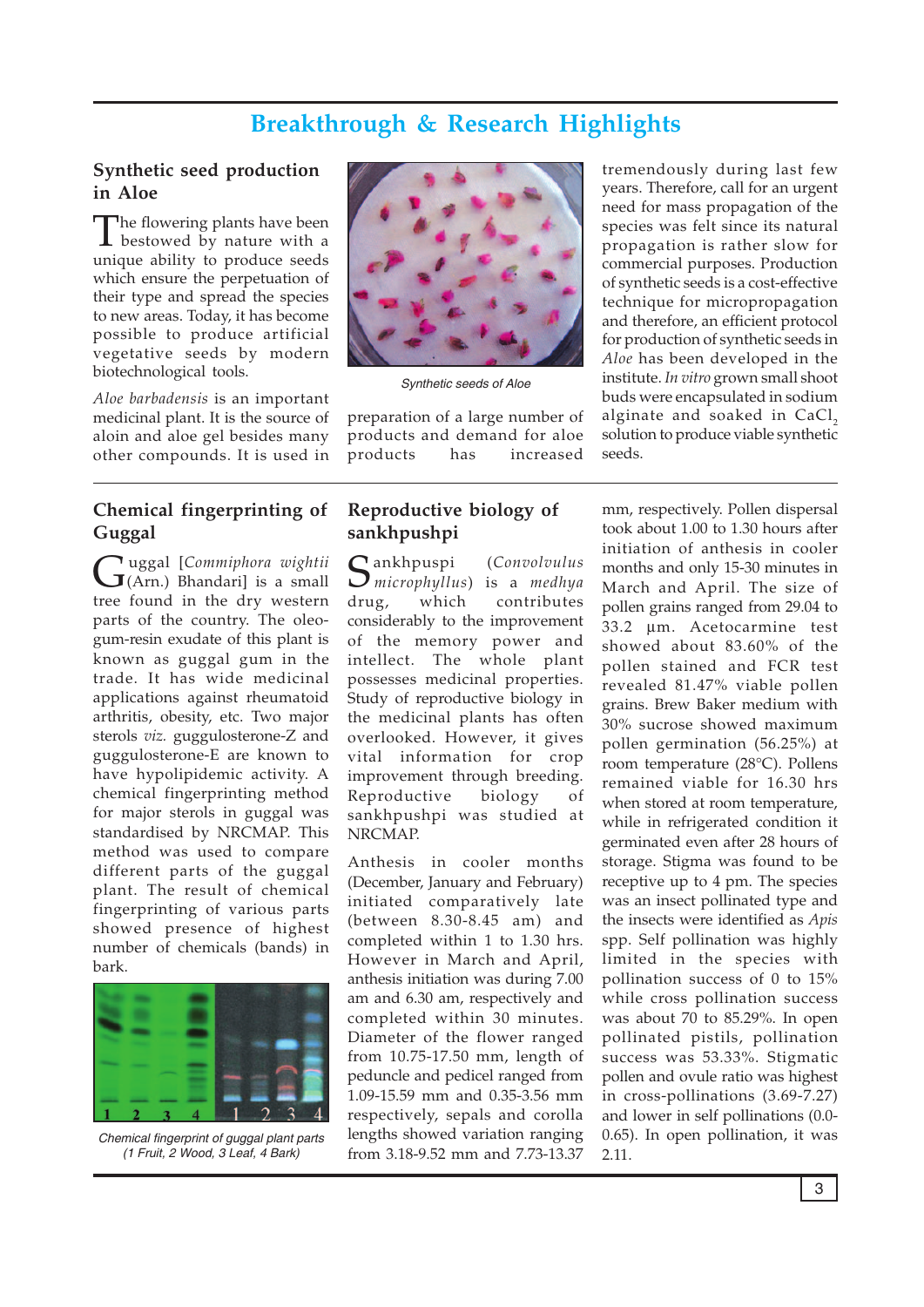# Breakthrough & Research Highlights

## Synthetic seed production in Aloe

The flowering plants have been bestowed by nature with a unique ability to produce seeds which ensure the perpetuation of their type and spread the species to new areas. Today, it has become possible to produce artificial vegetative seeds by modern biotechnological tools.

*Aloe barbadensis* is an important medicinal plant. It is the source of aloin and aloe gel besides many other compounds. It is used in preparation of a large number of products and demand for aloe products has increased tremendously during last few years. Therefore, call for an urgent need for mass propagation of the species was felt since its natural propagation is rather slow for commercial purposes. Production of synthetic seeds is a cost-effective technique for micropropagation and therefore, an efficient protocol for production of synthetic seeds in *Aloe* has been developed in the institute. *In vitro* grown small shoot buds were encapsulated in sodium alginate and soaked in $CaCl_2$ solution to produce viable synthetic seeds.

*Synthetic seeds of Aloe*

## Chemical fingerprinting of Guggal

Guggal [*Commiphora wightii* (Arn.) Bhandari] is a small tree found in the dry western parts of the country. The oleo-gum-resin exudate of this plant is known as guggal gum in the trade. It has wide medicinal applications against rheumatoid arthritis, obesity, etc. Two major sterols *viz.* guggulosterone-Z and guggulosterone-E are known to have hypolipidemic activity. A chemical fingerprinting method for major sterols in guggal was standardised by NRCMAP. This method was used to compare different parts of the guggal plant. The result of chemical fingerprinting of various parts showed presence of highest number of chemicals (bands) in bark.

*Chemical fingerprint of guggal plant parts (1 Fruit, 2 Wood, 3 Leaf, 4 Bark)*

## Reproductive biology of sankhpushpi

Sankhpuspi (*Convolvulus microphyllus*) is a *medhya* drug, which contributes considerably to the improvement of the memory power and intellect. The whole plant possesses medicinal properties. Study of reproductive biology in the medicinal plants has often overlooked. However, it gives vital information for crop improvement through breeding. Reproductive biology of sankhpushpi was studied at NRCMAP.

Anthesis in cooler months (December, January and February) initiated comparatively late (between 8.30-8.45 am) and completed within 1 to 1.30 hrs. However in March and April, anthesis initiation was during 7.00 am and 6.30 am, respectively and completed within 30 minutes. Diameter of the flower ranged from 10.75-17.50 mm, length of peduncle and pedicel ranged from 1.09-15.59 mm and 0.35-3.56 mm respectively, sepals and corolla lengths showed variation ranging from 3.18-9.52 mm and 7.73-13.37 mm, respectively. Pollen dispersal took about 1.00 to 1.30 hours after initiation of anthesis in cooler months and only 15-30 minutes in March and April. The size of pollen grains ranged from 29.04 to 33.2 µm. Acetocarmine test showed about 83.60% of the pollen stained and FCR test revealed 81.47% viable pollen grains. Brew Baker medium with 30% sucrose showed maximum pollen germination (56.25%) at room temperature (28°C). Pollens remained viable for 16.30 hrs when stored at room temperature, while in refrigerated condition it germinated even after 28 hours of storage. Stigma was found to be receptive up to 4 pm. The species was an insect pollinated type and the insects were identified as *Apis* spp. Self pollination was highly limited in the species with pollination success of 0 to 15% while cross pollination success was about 70 to 85.29%. In open pollinated pistils, pollination success was 53.33%. Stigmatic pollen and ovule ratio was highest in cross-pollinations (3.69-7.27) and lower in self pollinations (0.0-0.65). In open pollination, it was 2.11.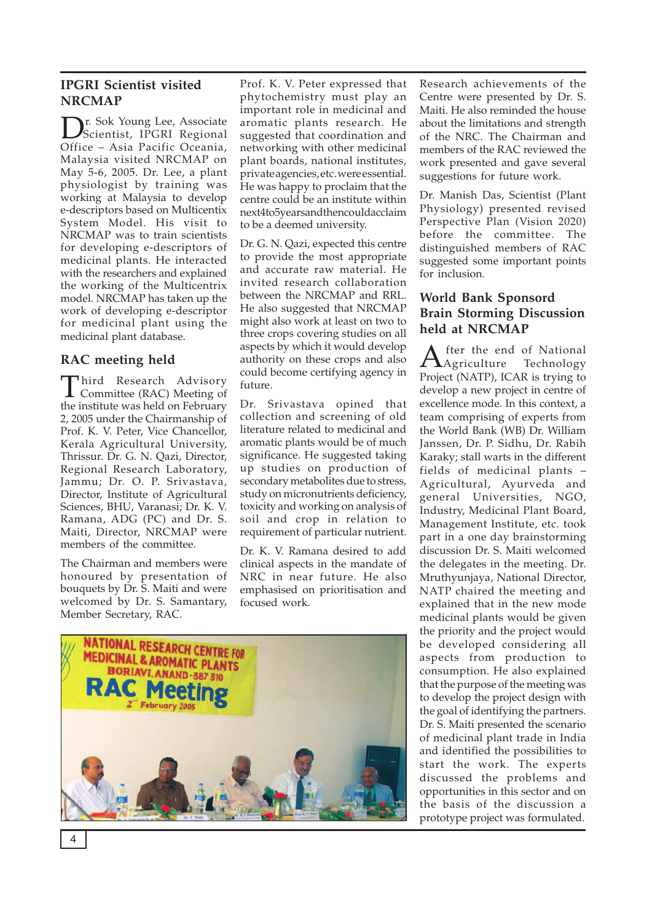## IPGRI Scientist visited NRCMAP

Dr. Sok Young Lee, Associate Scientist, IPGRI Regional Office – Asia Pacific Oceania, Malaysia visited NRCMAP on May 5-6, 2005. Dr. Lee, a plant physiologist by training was working at Malaysia to develop e-descriptors based on Multicentix System Model. His visit to NRCMAP was to train scientists for developing e-descriptors of medicinal plants. He interacted with the researchers and explained the working of the Multicentrix model. NRCMAP has taken up the work of developing e-descriptor for medicinal plant using the medicinal plant database.

## RAC meeting held

Third Research Advisory Committee (RAC) Meeting of the institute was held on February 2, 2005 under the Chairmanship of Prof. K. V. Peter, Vice Chancellor, Kerala Agricultural University, Thrissur. Dr. G. N. Qazi, Director, Regional Research Laboratory, Jammu; Dr. O. P. Srivastava, Director, Institute of Agricultural Sciences, BHU, Varanasi; Dr. K. V. Ramana, ADG (PC) and Dr. S. Maiti, Director, NRCMAP were members of the committee.

The Chairman and members were honoured by presentation of bouquets by Dr. S. Maiti and were welcomed by Dr. S. Samantary, Member Secretary, RAC.

Prof. K. V. Peter expressed that phytochemistry must play an important role in medicinal and aromatic plants research. He suggested that coordination and networking with other medicinal plant boards, national institutes, private agencies, etc. were essential. He was happy to proclaim that the centre could be an institute within next 4 to 5 years and then could acclaim to be a deemed university.

Dr. G. N. Qazi, expected this centre to provide the most appropriate and accurate raw material. He invited research collaboration between the NRCMAP and RRL. He also suggested that NRCMAP might also work at least on two to three crops covering studies on all aspects by which it would develop authority on these crops and also could become certifying agency in future.

Dr. Srivastava opined that collection and screening of old literature related to medicinal and aromatic plants would be of much significance. He suggested taking up studies on production of secondary metabolites due to stress, study on micronutrients deficiency, toxicity and working on analysis of soil and crop in relation to requirement of particular nutrient.

Dr. K. V. Ramana desired to add clinical aspects in the mandate of NRC in near future. He also emphasised on prioritisation and focused work.

Research achievements of the Centre were presented by Dr. S. Maiti. He also reminded the house about the limitations and strength of the NRC. The Chairman and members of the RAC reviewed the work presented and gave several suggestions for future work.

Dr. Manish Das, Scientist (Plant Physiology) presented revised Perspective Plan (Vision 2020) before the committee. The distinguished members of RAC suggested some important points for inclusion.

## World Bank Sponsord Brain Storming Discussion held at NRCMAP

After the end of National Agriculture Technology Project (NATP), ICAR is trying to develop a new project in centre of excellence mode. In this context, a team comprising of experts from the World Bank (WB) Dr. William Janssen, Dr. P. Sidhu, Dr. Rabih Karaky; stall warts in the different fields of medicinal plants – Agricultural, Ayurveda and general Universities, NGO, Industry, Medicinal Plant Board, Management Institute, etc. took part in a one day brainstorming discussion Dr. S. Maiti welcomed the delegates in the meeting. Dr. Mruthyunjaya, National Director, NATP chaired the meeting and explained that in the new mode medicinal plants would be given the priority and the project would be developed considering all aspects from production to consumption. He also explained that the purpose of the meeting was to develop the project design with the goal of identifying the partners. Dr. S. Maiti presented the scenario of medicinal plant trade in India and identified the possibilities to start the work. The experts discussed the problems and opportunities in this sector and on the basis of the discussion a prototype project was formulated.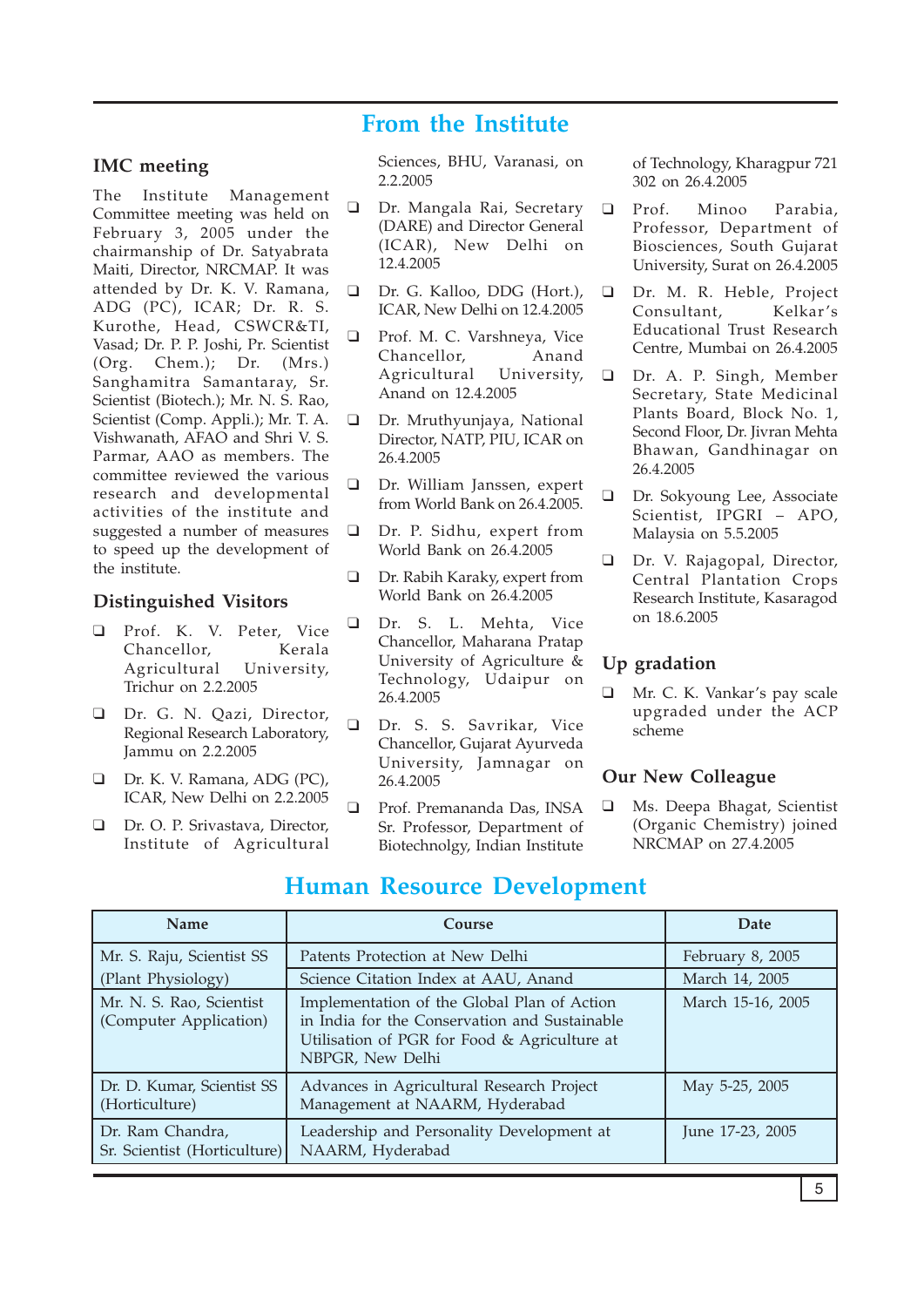# From the Institute

## IMC meeting

The Institute Management Committee meeting was held on February 3, 2005 under the chairmanship of Dr. Satyabrata Maiti, Director, NRCMAP. It was attended by Dr. K. V. Ramana, ADG (PC), ICAR; Dr. R. S. Kurothe, Head, CSWCR&TI, Vasad; Dr. P. P. Joshi, Pr. Scientist (Org. Chem.); Dr. (Mrs.) Sanghamitra Samantaray, Sr. Scientist (Biotech.); Mr. N. S. Rao, Scientist (Comp. Appli.); Mr. T. A. Vishwanath, AFAO and Shri V. S. Parmar, AAO as members. The committee reviewed the various research and developmental activities of the institute and suggested a number of measures to speed up the development of the institute.

## Distinguished Visitors

- Prof. K. V. Peter, Vice Chancellor, Kerala Agricultural University, Trichur on 2.2.2005
- Dr. G. N. Qazi, Director, Regional Research Laboratory, Jammu on 2.2.2005
- Dr. K. V. Ramana, ADG (PC), ICAR, New Delhi on 2.2.2005
- Dr. O. P. Srivastava, Director, Institute of Agricultural Sciences, BHU, Varanasi, on 2.2.2005
- Dr. Mangala Rai, Secretary (DARE) and Director General (ICAR), New Delhi on 12.4.2005
- Dr. G. Kalloo, DDG (Hort.), ICAR, New Delhi on 12.4.2005
- Prof. M. C. Varshneya, Vice Chancellor, Anand Agricultural University, Anand on 12.4.2005
- Dr. Mruthyunjaya, National Director, NATP, PIU, ICAR on 26.4.2005
- Dr. William Janssen, expert from World Bank on 26.4.2005.
- Dr. P. Sidhu, expert from World Bank on 26.4.2005
- Dr. Rabih Karaky, expert from World Bank on 26.4.2005
- Dr. S. L. Mehta, Vice Chancellor, Maharana Pratap University of Agriculture & Technology, Udaipur on 26.4.2005
- Dr. S. S. Savrikar, Vice Chancellor, Gujarat Ayurveda University, Jamnagar on 26.4.2005
- Prof. Premananda Das, INSA Sr. Professor, Department of Biotechnology, Indian Institute of Technology, Kharagpur 721 302 on 26.4.2005
- Prof. Minoo Parabia, Professor, Department of Biosciences, South Gujarat University, Surat on 26.4.2005
- Dr. M. R. Heble, Project Consultant, Kelkar's Educational Trust Research Centre, Mumbai on 26.4.2005
- Dr. A. P. Singh, Member Secretary, State Medicinal Plants Board, Block No. 1, Second Floor, Dr. Jivran Mehta Bhawan, Gandhinagar on 26.4.2005
- Dr. Sokyoung Lee, Associate Scientist, IPGRI – APO, Malaysia on 5.5.2005
- Dr. V. Rajagopal, Director, Central Plantation Crops Research Institute, Kasaragod on 18.6.2005

## Up gradation

- Mr. C. K. Vankar's pay scale upgraded under the ACP scheme

## Our New Colleague

- Ms. Deepa Bhagat, Scientist (Organic Chemistry) joined NRCMAP on 27.4.2005

# Human Resource Development

| Name | Course | Date |
|---|---|---|
| Mr. S. Raju, Scientist SS (Plant Physiology) | Patents Protection at New Delhi | February 8, 2005 |
| | Science Citation Index at AAU, Anand | March 14, 2005 |
| Mr. N. S. Rao, Scientist (Computer Application) | Implementation of the Global Plan of Action in India for the Conservation and Sustainable Utilisation of PGR for Food & Agriculture at NBPGR, New Delhi | March 15-16, 2005 |
| Dr. D. Kumar, Scientist SS (Horticulture) | Advances in Agricultural Research Project Management at NAARM, Hyderabad | May 5-25, 2005 |
| Dr. Ram Chandra, Sr. Scientist (Horticulture) | Leadership and Personality Development at NAARM, Hyderabad | June 17-23, 2005 |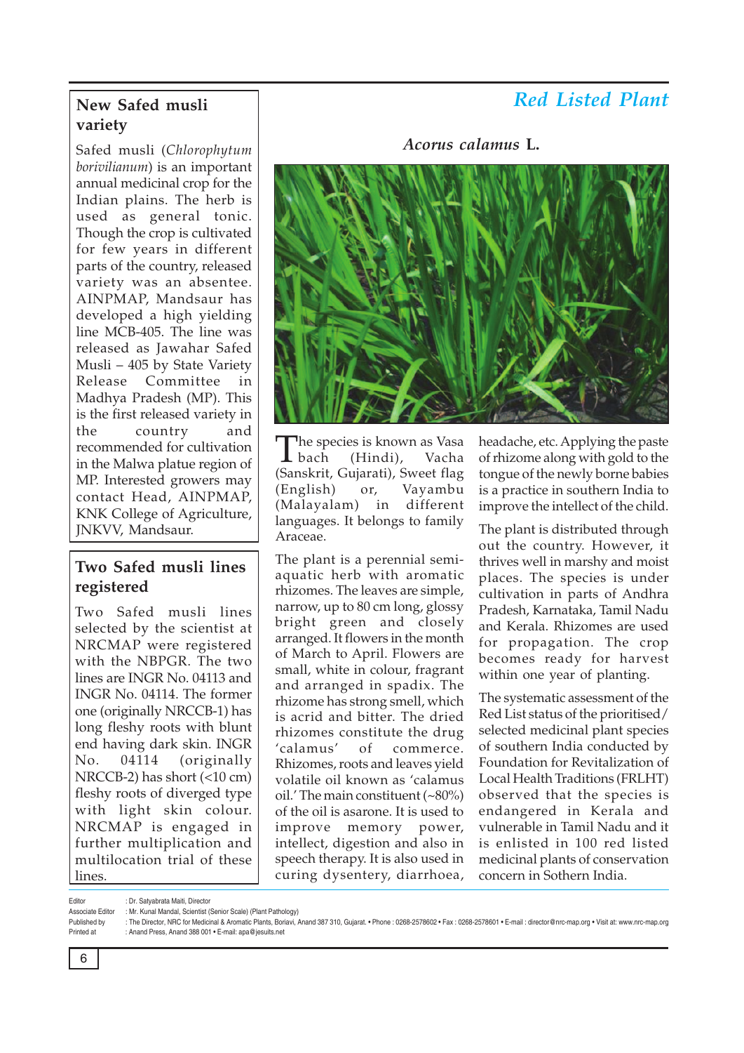## New Safed musli variety

Safed musli (*Chlorophytum borivilianum*) is an important annual medicinal crop for the Indian plains. The herb is used as general tonic. Though the crop is cultivated for few years in different parts of the country, released variety was an absentee. AINPMAP, Mandsaur has developed a high yielding line MCB-405. The line was released as Jawahar Safed Musli – 405 by State Variety Release Committee in Madhya Pradesh (MP). This is the first released variety in the country and recommended for cultivation in the Malwa platue region of MP. Interested growers may contact Head, AINPMAP, KNK College of Agriculture, JNKVV, Mandsaur.

## Two Safed musli lines registered

Two Safed musli lines selected by the scientist at NRCMAP were registered with the NBPGR. The two lines are INGR No. 04113 and INGR No. 04114. The former one (originally NRCCB-1) has long fleshy roots with blunt end having dark skin. INGR No. 04114 (originally NRCCB-2) has short (<10 cm) fleshy roots of diverged type with light skin colour. NRCMAP is engaged in further multiplication and multilocation trial of these lines.

## Red Listed Plant

### *Acorus calamus* L.

The species is known as Vasa bach (Hindi), Vacha (Sanskrit, Gujarati), Sweet flag (English) or, Vayambu (Malayalam) in different languages. It belongs to family Araceae.

The plant is a perennial semi-aquatic herb with aromatic rhizomes. The leaves are simple, narrow, up to 80 cm long, glossy bright green and closely arranged. It flowers in the month of March to April. Flowers are small, white in colour, fragrant and arranged in spadix. The rhizome has strong smell, which is acrid and bitter. The dried rhizomes constitute the drug 'calamus' of commerce. Rhizomes, roots and leaves yield volatile oil known as 'calamus oil.' The main constituent (~80%) of the oil is asarone. It is used to improve memory power, intellect, digestion and also in speech therapy. It is also used in curing dysentery, diarrhoea, headache, etc. Applying the paste of rhizome along with gold to the tongue of the newly borne babies is a practice in southern India to improve the intellect of the child.

The plant is distributed through out the country. However, it thrives well in marshy and moist places. The species is under cultivation in parts of Andhra Pradesh, Karnataka, Tamil Nadu and Kerala. Rhizomes are used for propagation. The crop becomes ready for harvest within one year of planting.

The systematic assessment of the Red List status of the prioritised/selected medicinal plant species of southern India conducted by Foundation for Revitalization of Local Health Traditions (FRLHT) observed that the species is endangered in Kerala and vulnerable in Tamil Nadu and it is enlisted in 100 red listed medicinal plants of conservation concern in Sothern India.

---

Editor : Dr. Satyabrata Maiti, Director
Associate Editor : Mr. Kunal Mandal, Scientist (Senior Scale) (Plant Pathology)
Published by : The Director, NRC for Medicinal & Aromatic Plants, Boriavi, Anand 387 310, Gujarat. • Phone : 0268-2578602 • Fax : 0268-2578601 • E-mail : director@nrc-map.org • Visit at: www.nrc-map.org
Printed at : Anand Press, Anand 388 001 • E-mail: apa@jesuits.net